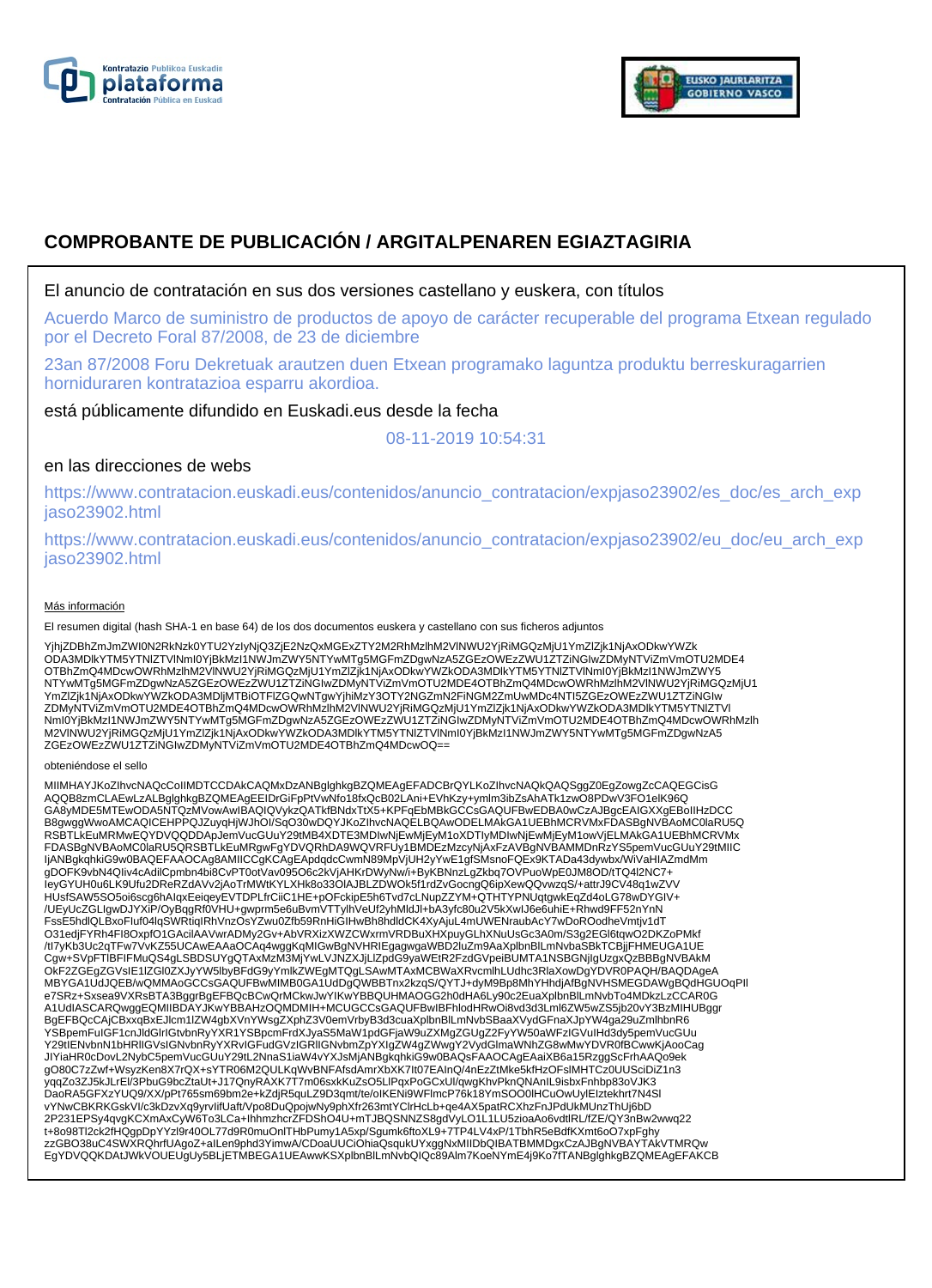Kontratazio Publikoa Euskadin
plataforma
Contratación Pública en Euskadi

EUSKO JAURLARITZA
GOBIERNO VASCO

# COMPROBANTE DE PUBLICACIÓN / ARGITALPENAREN EGIAZTAGIRIA

El anuncio de contratación en sus dos versiones castellano y euskera, con títulos

Acuerdo Marco de suministro de productos de apoyo de carácter recuperable del programa Etxean regulado por el Decreto Foral 87/2008, de 23 de diciembre

23an 87/2008 Foru Dekretuak arautzen duen Etxean programako laguntza produktu berreskuragarrien horniduraren kontratazioa esparru akordioa.

está públicamente difundido en Euskadi.eus desde la fecha

08-11-2019 10:54:31

en las direcciones de webs

https://www.contratacion.euskadi.eus/contenidos/anuncio_contratacion/expjaso23902/es_doc/es_arch_expjaso23902.html

https://www.contratacion.euskadi.eus/contenidos/anuncio_contratacion/expjaso23902/eu_doc/eu_arch_expjaso23902.html

Más información

El resumen digital (hash SHA-1 en base 64) de los dos documentos euskera y castellano con sus ficheros adjuntos

YjhjZDBhZmJmZWI0N2RkNzk0YTU2YzlyNjQ3ZjE2NzQxMGExZTY2M2RhMzlhM2VlNWU2YjRiMGQzMjU1YmZlZjk1NjAxODkwYWZk
ODA3MDlkYTM5YTNlZTVlNmI0YjBkMzI1NWJmZWY5NTYwMTg5MGFmZDgwNzA5ZGEzOWEzZWU1ZTZiNGIwZDMyNTViZmVmOTU2MDE4
OTBhZmQ4MDcwOWRhMzlhM2VlNWU2YjRiMGQzMjU1YmZlZjk1NjAxODkwYWZkODA3MDlkYTM5YTNlZTVlNmI0YjBkMzI1NWJmZWY5
NTYwMTg5MGFmZDgwNzA5ZGEzOWEzZWU1ZTZiNGIwZDMyNTViZmVmOTU2MDE4OTBhZmQ4MDcwOWRhMzlhM2VlNWU2YjRiMGQzMjU1
YmZlZjk1NjAxODkwYWZkODA3MDljMTBiOTFlZGQwNTgwYjhiMzY3OTY2NGZmN2FiNGM2ZmUwMDc4NTI5ZGEzOWEzZWU1ZTZiNGIw
ZDMyNTViZmVmOTU2MDE4OTBhZmQ4MDcwOWRhMzlhM2VlNWU2YjRiMGQzMjU1YmZlZjk1NjAxODkwYWZkODA3MDlkYTM5YTNlZTVl
NmI0YjBkMzI1NWJmZWY5NTYwMTg5MGFmZDgwNzA5ZGEzOWEzZWU1ZTZiNGIwZDMyNTViZmVmOTU2MDE4OTBhZmQ4MDcwOWRhMzlh
M2VlNWU2YjRiMGQzMjU1YmZlZjk1NjAxODkwYWZkODA3MDlkYTM5YTNlZTVlNmI0YjBkMzI1NWJmZWY5NTYwMTg5MGFmZDgwNzA5
ZGEzOWEzZWU1ZTZiNGIwZDMyNTViZmVmOTU2MDE4OTBhZmQ4MDcwOQ==

obteniéndose el sello

MIIMHAYJKoZIhvcNAQcCoIIMDTCCDAkCAQMxDzANBglghkgBZQMEAgEFADCBrQYLKoZIhvcNAQkQAQSggZ0EgZowgZcCAQEGCisG
AQQB8zmCLAEwLzALBglghkgBZQMEAgEEIDrGiFpPtVwNfo18fxQcB02LAni+EVhKzy+ymlm3ibZsAhATk1zwO8PDwV3FO1elK96Q
GA8yMDE5MTEwODA5NTQzMVowAwIBAQIQVykzQATkfBNdxTtX5+KPFqEbMBkGCCsGAQUFBwEDBA0wCzAJBgcEAIGXXgEBoIIHzDCC
B8gwggWwoAMCAQICEHPPQJZuyqHjWJhOI/SqO30wDQYJKoZIhvcNAQELBQAwODELMAkGA1UEBhMCRVMxFDASBgNVBAoMC0laRU5Q
RSBTLkEuMRMwEQYDVQQDDApJemVucGUuY29tMB4XDTE3MDIwNjEwMjEyM1oXDTIyMDIwNjEwMjEyM1owVjELMAkGA1UEBhMCRVMx
FDASBgNVBAoMC0laRU5QRSBTLkEuMRgwFgYDVQRhDA9WQVRFUy1BMDEzMzcyNjAxFzAVBgNVBAMMDnRzYS5pemVucGUuY29tMIIC
IjANBgkqhkiG9w0BAQEFAAOCAg8AMIICCgKCAgEApdqdcCwmN89MpVjUH2yYwE1gfSMsnoFQEx9KTADa43dywbx/WiVaHIAZmdMm
gDOFK9vbN4QIiv4cAdilCpmbn4bi8CvPT0otVav095O6c2kVjAHKrDWyNw/i+ByKBNnzLgZkbq7OVPuoWpE0JM8OD/tTQ4l2NC7+
IeyGYUH0u6LK9Ufu2DReRZdAVv2jAoTrMWtKYLXHk8o33OlAJBLZDWOk5f1rdZvGocngQ6ipXewQQvwzqS/+attrJ9CV48q1wZVV
HUsfSAW5SO5oi6scg6hAlqxEeiqeyEVTDPLfrCiiC1HE+pOFckipE5h6Tvd7cLNupZZYM+QTHTYPNUqtgwkEqZd4oLG78wDYGlV+
/UEyUcZGLlgwDJYXiP/OyBqgRf0VHU+gwprm5e6uBvmVTTylhVeUf2yhMldJl+bA3yfc80u2V5kXwlJ6e6uhiE+Rhwd9FF52nYnN
FssE5hdlQLBxoFluf04lqSWRtiqlRhVnzOsYZwu0Zfb59RnHiGIHwBh8hdldCK4XyAjuL4mUWENraubAcY7wDoROodheVmtjv1dT
O31edjFYRh4FI8OxpfO1GAcilAAVwrADMy2Gv+AbVRXizXWZCWxrmVRDBuXHXpuyGLhXNuUsGc3A0m/S3g2EGl6tqwO2DKZoPMkf
/tI7yKb3Uc2qTFw7VvKZ55UCAwEAAaOCAq4wggKqMIGwBgNVHRIEgagwgaWBD2luZm9AaXplbnBlLmNvbaSBkTCBjjFHMEUGA1UE
Cgw+SVpFTlBFIFMuQS4gLSBDSUYgQTAxMzM3MjYwLVJNZXJjLlZpdG9yaWEtR2FzdGVpeiBUMTA1NSBGNjlgUzgxQzBBBgNVBAkM
OkF2ZGEgZGVsIE1lZGl0ZXJyYW5lbyBFdG9yYmlkZWEgMTQgLSAwMTAxMCBWaXRvcmlhLUdhc3RlaXowDgYDVR0PAQH/BAQDAgeA
MBYGA1UdJQEB/wQMMAoGCCsGAQUFBwMIMB0GA1UdDgQWBBTnx2kzqS/QYTJ+dyM9Bp8MhYHhdjAfBgNVHSMEGDAWgBQdHGUOqPIl
e7SRz+Sxsea9VXRsBTA3BggrBgEFBQcBCwQrMCkwJwYIKwYBBQUHMAOGG2h0dHA6Ly90c2EuaXplbnBlLmNvbTo4MDkzLzCCAR0G
A1UdIASCARQwggEQMIIBDAYJKwYBBAHzOQMDMIH+MCUGCCsGAQUFBwIBFhlodHRwOi8vd3d3Lml6ZW5wZS5jb20vY3BzMIHUBggr
BgEFBQcCAjCBxxqBxEJlcm1lZW4gbXVnYWsgZXphZ3V0emVrbyB3d3cuaXplbnBlLmNvbSBaaXVydGFnaXJpYW4ga29uZmlhbnR6
YSBpemFuIGF1cnJldGlrIGtvbnRyYXR1YSBpcmFrdXJyaS5MaW1pdGFjaW9uZXMgZGUgZ2FyYW50aWFzIGVuIHd3dy5pemVucGUu
Y29tIENvbnN1bHRlIGVsIGNvbnRyYXRvIGFudGVzIGRlIGNvbmZpYXIgZW4gZWwgY2VydGlmaWNhZG8wMwYDVR0fBCwwKjAooCag
JIYiaHR0cDovL2NybC5pemVucGUuY29tL2NnaS1iaW4vYXJsMjANBgkqhkiG9w0BAQsFAAOCAgEAaiXB6a15RzggScFrhAAQo9ek
gO80C7zZwf+WsyzKen8X7rQX+sYTR06M2QULKqWvBNFAfsdAmrXbXK7It07EAInQ/4nEzZtMke5kfHzOFslMHTCz0UUSciDiZ1n3
yqqZo3ZJ5kJLrEl/3PbuG9bcZtaUt+J17QnyRAXK7T7m06sxkKuZsO5LlPqxPoGCxUl/qwgKhvPknQNAnIL9isbxFnhbp83oVJK3
DaoRA5GFXzYUQ9/XX/pPt765sm69bm2e+kZdjR5quLZ9D3qmt/te/oIKENi9WFlmcP76k18YmSOO0lHCuOwUylElztekhrt7N4Sl
vYNwCBKRKGskVl/c3kDzvXq9yrvlifUaft/Vpo8DuQpojwNy9phXfr263mtYClrHcLb+qe4AX5patRCXhzFnJPdUkMUnzThUj6bD
2P231EPSy4qvgKCXmAxCyW6To3LCa+lhhmzhcrZFDShO4U+mTJBQSNNZS8gdVyLO1L1LU5zioaAo6vdtlRL/fZE/QY3nBw2wwq22
t+8o98Tl2ck2fHQgpDpYYzl9r40OL77d9R0muOnlTHbPumy1A5xp/Sgumk6ftoXL9+7TP4LV4xP/1TbhR5eBdfKXmt6oO7xpFghy
zzGBO38uC4SWXRQhrfUAgoZ+alLen9phd3YimwA/CDoaUUCiOhiaQsqukUYxggNxMIIDbQIBATBMMDgxCzAJBgNVBAYTAkVTMRQw
EgYDVQQKDAtJWkVOUEUgUy5BLjETMBEGA1UEAwwKSXplbnBlLmNvbQIQc89Alm7KoeNYmE4j9Ko7fTANBglghkgBZQMEAgEFAKCB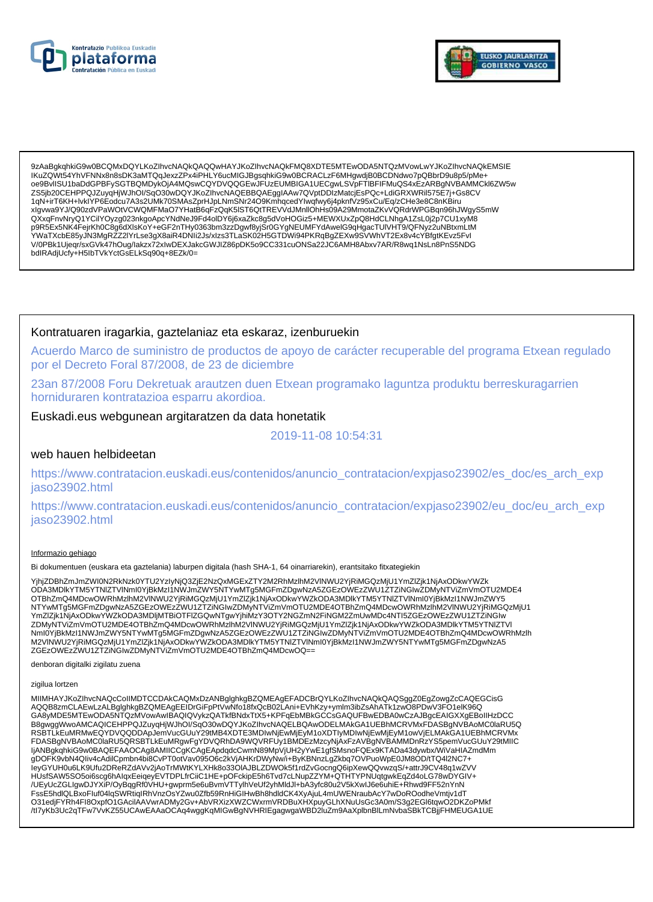9zAaBgkqhkiG9w0BCQMxDQYLKoZIhvcNAQkQAQQwHAYJKoZIhvcNAQkFMQ8XDTE5MTEwODA5NTQzMVowLwYJKoZIhvcNAQkEMSIE
IKuZQWt54YhVFNNx8n8sDK3aMTQqJexzZPx4iPHLY6ucMIGJBgsqhkiG9w0BCRACLzF6MHgwdjB0BCDNdwo7pQBbrD9u8p5/pMe+
oe9BvlISU1baDdGPBFySGTBQMDykOjA4MQswCQYDVQQGEwJFUzEUMBIGA1UECgwLSVpFTlBFIFMuQS4xEzARBgNVBAMMCkl6ZW5w
ZS5jb20CEHPPQJZuyqHjWJhOI/SqO30wDQYJKoZIhvcNAQEBBQAEggIAAw7QVptDDIzMatcjEsPQc+LdiGRXWRil575E7j+Gs8CV
1qN+irT6KH+lvkIYP6Eodcu7A3s2UMk70SMAsZprHJpLNmSNr24O9KmhqcedYlwqfwy6j4pknfVz95xCu/Eq/zCHe3e8C8nKBiru
xlgvwa9YJ/Q90zdVPaWOtVCWQMFMaO7YHatB6qFzQqK5lST6QtTREVVdJMnllOhHs09A29MmotaZKvVQRdrWPGBqn96hJWgyS5mW
QXxqFnvNryQ1YCilYOyzg023nkgoApcYNdNeJ9Fd4olDY6j6xaZkc8g5dVoHOGiz5+MEWXUxZpQ8HdCLNhgA1ZsL0j2p7CU1xyM8
p9R5Ex5NK4FejrKh0C8g6dXlsKoY+eGF2nTHy0363bm3zzDgwf8yjSr0GYgNEUMFYdAwelG9qHgacTUlVHT9/QFNyz2uNBtxmLtM
YWaTXcbE85yJN3MgRZZ2lYrLse3gX8aiR4DNIi2Js/xlzs3TLaSK02H5GTDWi94PKRqBgZEXw9SVWhVT2Ex8v4cYBfgtKEvz5Fvl
V/0PBk1Ujeqr/sxGVk47hOug/lakzx72xlwDEXJakcGWJIZ86pDK5o9CC331cuONSa22JC6AMH8Abxv7AR/R8wq1NsLn8PnS5NDG
bdIRAdjUcfy+H5lbTVkYctGsELkSq90q+8EZk/0=

Kontratuaren iragarkia, gaztelaniaz eta eskaraz, izenburuekin

Acuerdo Marco de suministro de productos de apoyo de carácter recuperable del programa Etxean regulado por el Decreto Foral 87/2008, de 23 de diciembre

23an 87/2008 Foru Dekretuak arautzen duen Etxean programako laguntza produktu berreskuragarrien horniduraren kontratazioa esparru akordioa.

Euskadi.eus webgunean argitaratzen da data honetatik

2019-11-08 10:54:31

web hauen helbideetan

https://www.contratacion.euskadi.eus/contenidos/anuncio_contratacion/expjaso23902/es_doc/es_arch_expjaso23902.html

https://www.contratacion.euskadi.eus/contenidos/anuncio_contratacion/expjaso23902/eu_doc/eu_arch_expjaso23902.html

Informazio gehiago

Bi dokumentuen (euskara eta gaztelania) laburpen digitala (hash SHA-1, 64 oinarriarekin), erantsitako fitxategiekin

YjhjZDBhZmJmZWI0N2RkNzk0YTU2YzlyNjQ3ZjE2NzQxMGExZTY2M2RhMzlhM2VlNWU2YjRiMGQzMjU1YmZlZjk1NjAxODkwYWZk
ODA3MDlkYTM5YTNlZTVlNml0YjBkMzI1NWJmZWY5NTYwMTg5MGFmZDgwNzA5ZGEzOWEzZWU1ZTZiNGIwZDMyNTViZmVmOTU2MDE4
OTBhZmQ4MDcwOWRhMzlhM2VlNWU2YjRiMGQzMjU1YmZlZjk1NjAxODkwYWZkODA3MDlkYTM5YTNlZTVlNml0YjBkMzI1NWJmZWY5
NTYwMTg5MGFmZDgwNzA5ZGEzOWEzZWU1ZTZiNGIwZDMyNTViZmVmOTU2MDE4OTBhZmQ4MDcwOWRhMzlhM2VlNWU2YjRiMGQzMjU1
YmZlZjk1NjAxODkwYWZkODA3MDljMTBiOTFlZGQwNTgwYjhiMzY3OTY2NGZmN2FiNGM2ZmUwMDc4NTI5ZGEzOWEzZWU1ZTZiNGIw
ZDMyNTViZmVmOTU2MDE4OTBhZmQ4MDcwOWRhMzlhM2VlNWU2YjRiMGQzMjU1YmZlZjk1NjAxODkwYWZkODA3MDlkYTM5YTNlZTVl
Nml0YjBkMzI1NWJmZWY5NTYwMTg5MGFmZDgwNzA5ZGEzOWEzZWU1ZTZiNGIwZDMyNTViZmVmOTU2MDE4OTBhZmQ4MDcwOWRhMzlh
M2VlNWU2YjRiMGQzMjU1YmZlZjk1NjAxODkwYWZkODA3MDlkYTM5YTNlZTVlNml0YjBkMzI1NWJmZWY5NTYwMTg5MGFmZDgwNzA5
ZGEzOWEzZWU1ZTZiNGIwZDMyNTViZmVmOTU2MDE4OTBhZmQ4MDcwOQ==

denboran digitalki zigilatu zuena

zigilua lortzen

MIIMHAYJKoZIhvcNAQcCoIIMDTCCDAkCAQMxDzANBglghkgBZQMEAgEFADCBrQYLKoZIhvcNAQkQAQSggZ0EgZowgZcCAQEGCisG
AQQB8zmCLAEwLzALBglghkgBZQMEAgEEIDrGiFpPtVwNfo18fxQcB02LAni+EVhKzy+ymlm3ibZsAhATk1zwO8PDwV3FO1elK96Q
GA8yMDE5MTEwODA5NTQzMVowAwIBAQIQVykzQATkfBNdxTtX5+KPFqEbMBkGCCsGAQUFBwEDBA0wCzAJBgcEAIGXXgEBoIIHzDCC
B8gwggWwoAMCAQICEHPPQJZuyqHjWJhOI/SqO30wDQYJKoZIhvcNAQELBQAwODELMAkGA1UEBhMCRVMxFDASBgNVBAoMC0laRU5Q
RSBTLkEuMRMwEQYDVQQDDApJemVucGUuY29tMB4XDTE3MDIwNjEwMjEyM1oXDTlyMDIwNjEwMjEyM1owVjELMAkGA1UEBhMCRVMx
FDASBgNVBAoMC0laRU5QRSBTLkEuMRgwFgYDVQRhDA9WQVRFUy1BMDEzMzcyNjAxFzAVBgNVBAMMDnRzYS5pemVucGUuY29tMIIC
IjANBgkqhkiG9w0BAQEFAAOCAg8AMIICCgKCAgEApdqdcCwmN89MpVjUH2yYwE1gfSMsnoFQEx9KTADa43dywbx/WiVaHIAZmdMm
gDOFK9vbN4QIiv4cAdilCpmbn4bi8CvPT0otVav095O6c2kVjAHKrDWyNw/i+ByKBNnzLgZkbq7OVPuoWpE0JM8OD/tTQ4l2NC7+
IeyGYUH0u6LK9Ufu2DReRZdAVv2jAoTrMWtKYLXHk8o33OlAJBLZDWOk5f1rdZvGocngQ6ipXewQQvwzqS/+attrJ9CV48q1wZVV
HUsfSAW5SO5oi6scg6hAIqxEeiqeyEVTDPLfrCiiC1HE+pOFckipE5h6Tvd7cLNupZZYM+QTHTYPNUqtgwkEqZd4oLG78wDYGIV+
/UEyUcZGLlgwDJYXiP/OyBqgRf0VHU+gwprm5e6uBvmVTTylhVeUf2yhMldJl+bA3yfc80u2V5kXwlJ6e6uhiE+Rhwd9FF52nYnN
FssE5hdlQLBxoFluf04lqSWRtiqIRhVnzOsYZwu0Zfb59RnHiGIHwBh8hdldCK4XyAjuL4mUWENraubAcY7wDoROodheVmtjv1dT
O31edjFYRh4FI8OxpfO1GAciIAAVwrADMy2Gv+AbVRXizXWZCWxrmVRDBuXHXpuyGLhXNuUsGc3A0m/S3g2EGl6tqwO2DKZoPMkf
/tl7yKb3Uc2qTFw7VvKZ55UCAwEAAaOCAq4wggKqMIGwBgNVHRIEgagwgaWBD2luZm9AaXplbnBlLmNvbaSBkTCBjjFHMEUGA1UE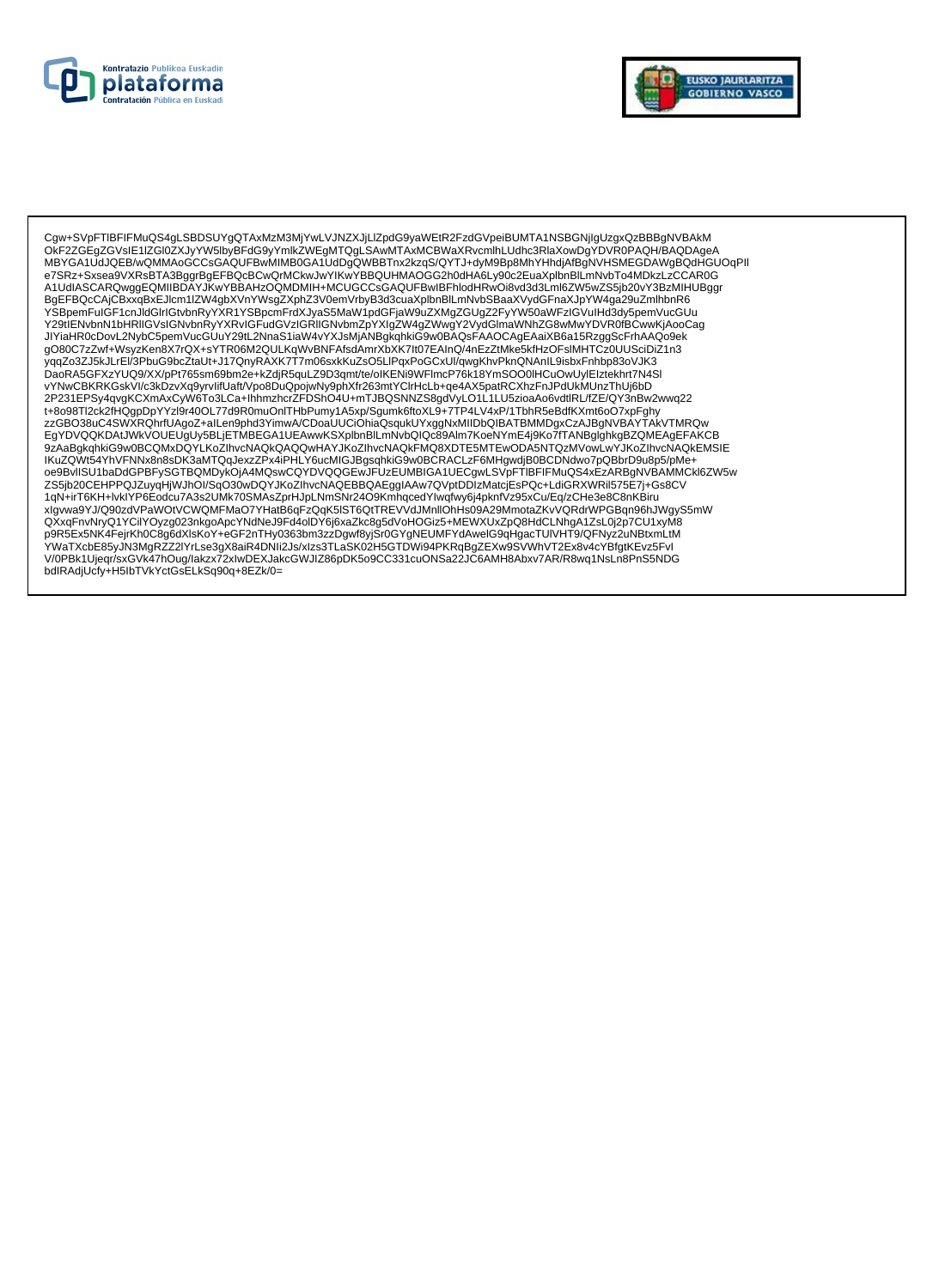Cgw+SVpFTlBFIFMuQS4gLSBDSUYgQTAxMzM3MjYwLVJNZXJjLlZpdG9yaWEtR2FzdGVpeiBUMTA1NSBGNjIgUzgxQzBBBgNVBAkM
OkF2ZGEgZGVsIE1lZGl0ZXJyYW5lbyBFdG9yYmlkZWEgMTQgLSAwMTAxMCBWaXRvcmlhLUdhc3RlaXowDgYDVR0PAQH/BAQDAgeA
MBYGA1UdJQEB/wQMMAoGCCsGAQUFBwMIMB0GA1UdDgQWBBTnx2kzqS/QYTJ+dyM9Bp8MhYHhdjAfBgNVHSMEGDAWgBQdHGUOqPIl
e7SRz+Sxsea9VXRsBTA3BggrBgEFBQcBCwQrMCkwJwYIKwYBBQUHMAOGG2h0dHA6Ly90c2EuaXplbnBlLmNvbTo4MDkzLzCCAR0G
A1UdIASCARQwggEQMIIBDAYJKwYBBAHzOQMDMIH+MCUGCCsGAQUFBwIBFhlodHRwOi8vd3d3Lml6ZW5wZS5jb20vY3BzMIHUBggr
BgEFBQcCAjCBxxqBxEJlcm1lZW4gbXVnYWsgZXphZ3V0emVrbyB3d3cuaXplbnBlLmNvbSBaaXVydGFnaXJpYW4ga29uZmlhbnR6
YSBpemFuIGlrcnJldGlrIGtvbnRyYXR1YSBpcmFrdXJyaS5MaW1pdGFjaW9uZXMgZGUgZ2FyYW50aWFzIGVuIHd3dy5pemVucGUu
Y29tIENvbnN1bHRlIGVsIGNvbnRyYXRvIGFudGVzIGRlIGNvbmZpYXIgZW4gZWwgY2VydGlmaWNhZG8wMwYDVR0fBCwwKjAooCag
JIYiaHR0cDovL2NybC5pemVucGUuY29tL2NnaS1iaW4vYXJsMjANBgkqhkiG9w0BAQsFAAOCAgEAaiXB6a15RzggScFrhAAQo9ek
gO80C7zZwf+WsyzKen8X7rQX+sYTR06M2QULKqWvBNFAfsdAmrXbXK7It07EAInQ/4nEzZtMke5kfHzOFslMHTCz0UUSciDiZ1n3
yqqZo3ZJ5kJLrEl/3PbuG9bcZtaUt+J17QnyRAXK7T7m06sxkKuZsO5LlPqxPoGCxUl/qwgKhvPknQNAnIL9isbxFnhbp83oVJK3
DaoRA5GFXzYUQ9/XX/pPt765sm69bm2e+kZdjR5quLZ9D3qmt/te/oIKENi9WFlmcP76k18YmSOO0lHCuOwUylElztekhrt7N4Sl
vYNwCBKRKGskVl/c3kDzvXq9yrvIifUaft/Vpo8DuQpojwNy9phXfr263mtYClrHcLb+qe4AX5patRCXhzFnJPdUkMUnzThUj6bD
2P231EPSy4qvgKCXmAxCyW6To3LCa+IhhmzhcrZFDShO4U+mTJBQSNNZS8gdVyLO1L1LU5zioaAo6vdtlRL/fZE/QY3nBw2wwq22
t+8o98Tl2ck2fHQgpDpYYzl9r40OL77d9R0muOnlTHbPumy1A5xp/Sgumk6ftoXL9+7TP4LV4xP/1TbhR5eBdfKXmt6oO7xpFghy
zzGBO38uC4SWXRQhrfUAgoZ+aILen9phd3YimwA/CDoaUUCiOhiaQsqukUYxggNxMIIDbQIBATBMMDgxCzAJBgNVBAYTAkVTMRQw
EgYDVQQKDAtJWkVOUEUgUy5BLjETMBEGA1UEAwwKSXplbnBlLmNvbQIQc89Alm7KoeNYmE4j9Ko7fTANBglghkgBZQMEAgEFAKCB
9zAaBgkqhkiG9w0BCQMxDQYLKoZIhvcNAQkQAQQwHAYJKoZIhvcNAQkFMQ8XDTE5MTEwODA5NTQzMVowLwYJKoZIhvcNAQkEMSIE
IKuZQWt54YhVFNNx8n8sDK3aMTQqJexzZPx4iPHLY6ucMIGJBgsqhkiG9w0BCRACLzF6MHgwdjB0BCDNdwo7pQBbrD9u8p5/pMe+
oe9BvlISU1baDdGPBFySGTBQMDykOjA4MQswCQYDVQQGEwJFUzEUMBIGA1UECgwLSVpFTlBFIFMuQS4xEzARBgNVBAMMCkl6ZW5w
ZS5jb20CEHPPQJZuyqHjWJhOI/SqO30wDQYJKoZIhvcNAQEBBQAEggIAAw7QVptDDIzMatcjEsPQc+LdiGRXWRil575E7j+Gs8CV
1qN+irT6KH+lvklYP6Eodcu7A3s2UMk70SMAsZprHJpLNmSNr24O9KmhqcedYlwqfwy6j4pknfVz95xCu/Eq/zCHe3e8C8nKiru
xIgvwa9YJ/Q90zdVPaWOtVCWQMFMaO7YHatB6qFzQqK5lST6QtTREVVdJMnllOhHs09A29MmotaZKvVQRdrWPGBqn96hJWgyS5mW
QXxqFnvNryQ1YCilYOyzg023nkgoApcYNdNeJ9Fd4olDY6j6xaZkc8g5dVoHOGiz5+MEWXUxZpQ8HdCLNhgA1ZsL0j2p7CU1xyM8
p9R5Ex5NK4FejrKh0C8g6dXlsKoY+eGF2nTHy0363bm3zzDgwf8yjSr0GYgNEUMFYdAwelG9qHgacTUlVHT9/QFNyz2uNBtxmLtM
YWaTXcbE85yJN3MgRZZ2lYrLse3gX8aiR4DNIi2Js/xIzs3TLaSK02H5GTDWi94PKRqBgZEXw9SVWhVT2Ex8v4cYBfgtKEvz5FvI
V/0PBk1Ujeqr/sxGVk47hOug/Iakzx72xIwDEXJakcGWJIZ86pDK5o9CC331cuONSa22JC6AMH8Abxv7AR/R8wq1NsLn8PnS5NDG
bdIRAdjUcfy+H5IbTVkYctGsELkSq90q+8EZk/0=